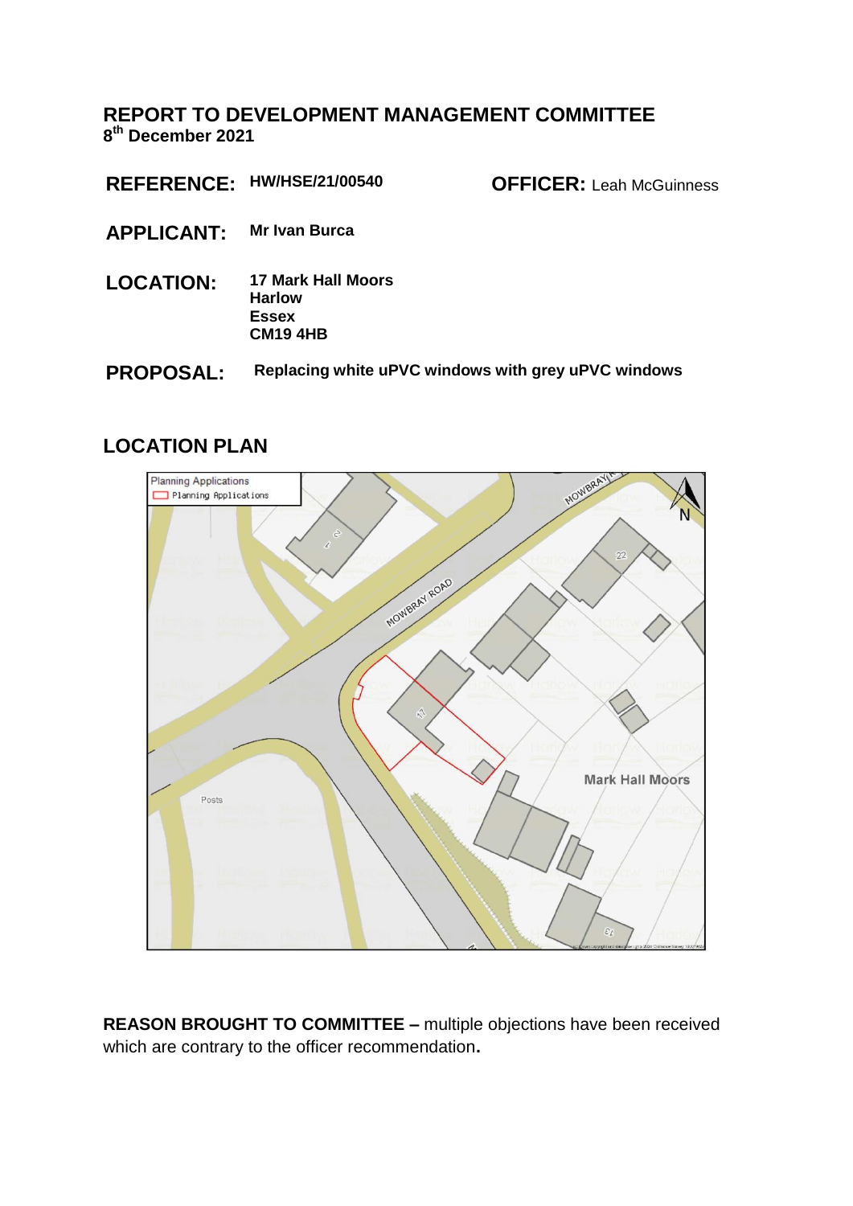# REPORT TO DEVELOPMENT MANAGEMENT COMMITTEE

**8th December 2021**

**REFERENCE:** **HW/HSE/21/00540** **OFFICER:** Leah McGuinness

**APPLICANT:** **Mr Ivan Burca**

**LOCATION:** **17 Mark Hall Moors**
**Harlow**
**Essex**
**CM19 4HB**

**PROPOSAL:** **Replacing white uPVC windows with grey uPVC windows**

## LOCATION PLAN

Planning Applications
Planning Applications

MOWBRAY ROAD
MOWBRAY R
N
22
17
Mark Hall Moors
Posts
13

**REASON BROUGHT TO COMMITTEE –** multiple objections have been received which are contrary to the officer recommendation**.**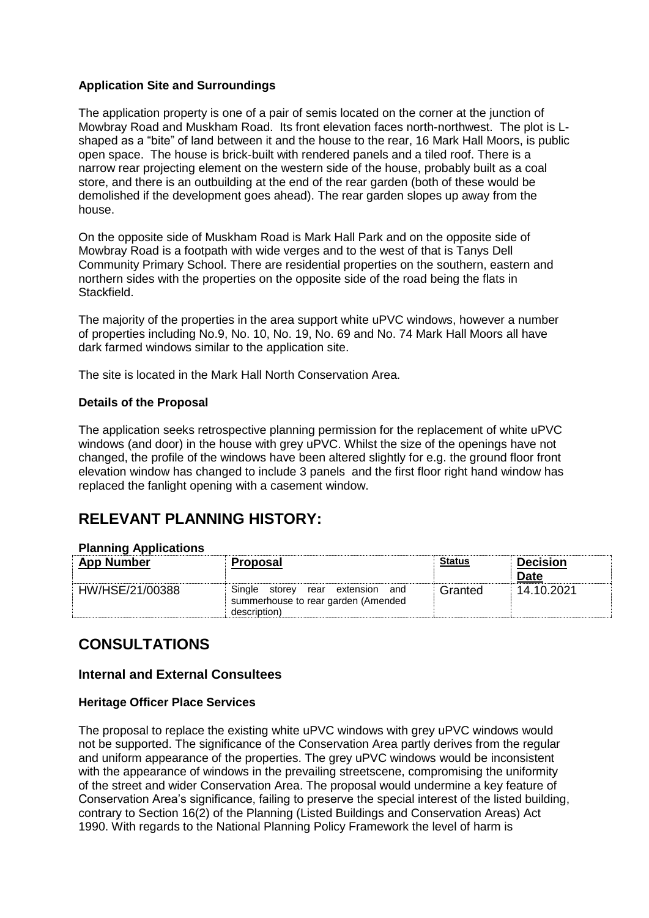**Application Site and Surroundings**

The application property is one of a pair of semis located on the corner at the junction of Mowbray Road and Muskham Road. Its front elevation faces north-northwest. The plot is L-shaped as a "bite" of land between it and the house to the rear, 16 Mark Hall Moors, is public open space. The house is brick-built with rendered panels and a tiled roof. There is a narrow rear projecting element on the western side of the house, probably built as a coal store, and there is an outbuilding at the end of the rear garden (both of these would be demolished if the development goes ahead). The rear garden slopes up away from the house.

On the opposite side of Muskham Road is Mark Hall Park and on the opposite side of Mowbray Road is a footpath with wide verges and to the west of that is Tanys Dell Community Primary School. There are residential properties on the southern, eastern and northern sides with the properties on the opposite side of the road being the flats in Stackfield.

The majority of the properties in the area support white uPVC windows, however a number of properties including No.9, No. 10, No. 19, No. 69 and No. 74 Mark Hall Moors all have dark farmed windows similar to the application site.

The site is located in the Mark Hall North Conservation Area.

**Details of the Proposal**

The application seeks retrospective planning permission for the replacement of white uPVC windows (and door) in the house with grey uPVC. Whilst the size of the openings have not changed, the profile of the windows have been altered slightly for e.g. the ground floor front elevation window has changed to include 3 panels and the first floor right hand window has replaced the fanlight opening with a casement window.

# RELEVANT PLANNING HISTORY:

**Planning Applications**

| App Number | Proposal | Status | Decision Date |
|---|---|---|---|
| HW/HSE/21/00388 | Single storey rear extension and summerhouse to rear garden (Amended description) | Granted | 14.10.2021 |

# CONSULTATIONS

## Internal and External Consultees

**Heritage Officer Place Services**

The proposal to replace the existing white uPVC windows with grey uPVC windows would not be supported. The significance of the Conservation Area partly derives from the regular and uniform appearance of the properties. The grey uPVC windows would be inconsistent with the appearance of windows in the prevailing streetscene, compromising the uniformity of the street and wider Conservation Area. The proposal would undermine a key feature of Conservation Area's significance, failing to preserve the special interest of the listed building, contrary to Section 16(2) of the Planning (Listed Buildings and Conservation Areas) Act 1990. With regards to the National Planning Policy Framework the level of harm is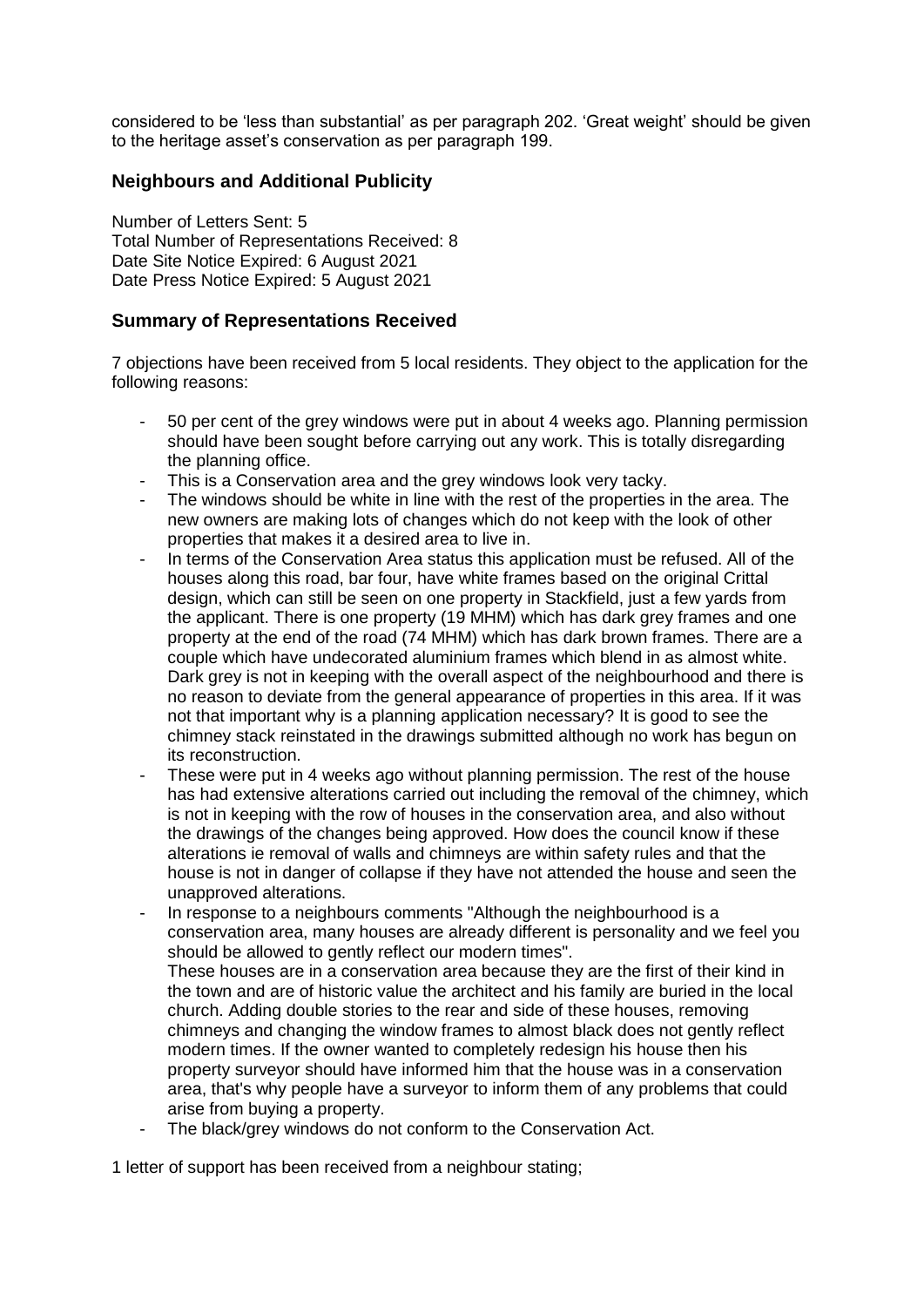considered to be 'less than substantial' as per paragraph 202. 'Great weight' should be given to the heritage asset's conservation as per paragraph 199.

## Neighbours and Additional Publicity

Number of Letters Sent: 5
Total Number of Representations Received: 8
Date Site Notice Expired: 6 August 2021
Date Press Notice Expired: 5 August 2021

## Summary of Representations Received

7 objections have been received from 5 local residents. They object to the application for the following reasons:

- 50 per cent of the grey windows were put in about 4 weeks ago. Planning permission should have been sought before carrying out any work. This is totally disregarding the planning office.
- This is a Conservation area and the grey windows look very tacky.
- The windows should be white in line with the rest of the properties in the area. The new owners are making lots of changes which do not keep with the look of other properties that makes it a desired area to live in.
- In terms of the Conservation Area status this application must be refused. All of the houses along this road, bar four, have white frames based on the original Crittal design, which can still be seen on one property in Stackfield, just a few yards from the applicant. There is one property (19 MHM) which has dark grey frames and one property at the end of the road (74 MHM) which has dark brown frames. There are a couple which have undecorated aluminium frames which blend in as almost white. Dark grey is not in keeping with the overall aspect of the neighbourhood and there is no reason to deviate from the general appearance of properties in this area. If it was not that important why is a planning application necessary? It is good to see the chimney stack reinstated in the drawings submitted although no work has begun on its reconstruction.
- These were put in 4 weeks ago without planning permission. The rest of the house has had extensive alterations carried out including the removal of the chimney, which is not in keeping with the row of houses in the conservation area, and also without the drawings of the changes being approved. How does the council know if these alterations ie removal of walls and chimneys are within safety rules and that the house is not in danger of collapse if they have not attended the house and seen the unapproved alterations.
- In response to a neighbours comments "Although the neighbourhood is a conservation area, many houses are already different is personality and we feel you should be allowed to gently reflect our modern times".
  These houses are in a conservation area because they are the first of their kind in the town and are of historic value the architect and his family are buried in the local church. Adding double stories to the rear and side of these houses, removing chimneys and changing the window frames to almost black does not gently reflect modern times. If the owner wanted to completely redesign his house then his property surveyor should have informed him that the house was in a conservation area, that's why people have a surveyor to inform them of any problems that could arise from buying a property.
- The black/grey windows do not conform to the Conservation Act.

1 letter of support has been received from a neighbour stating;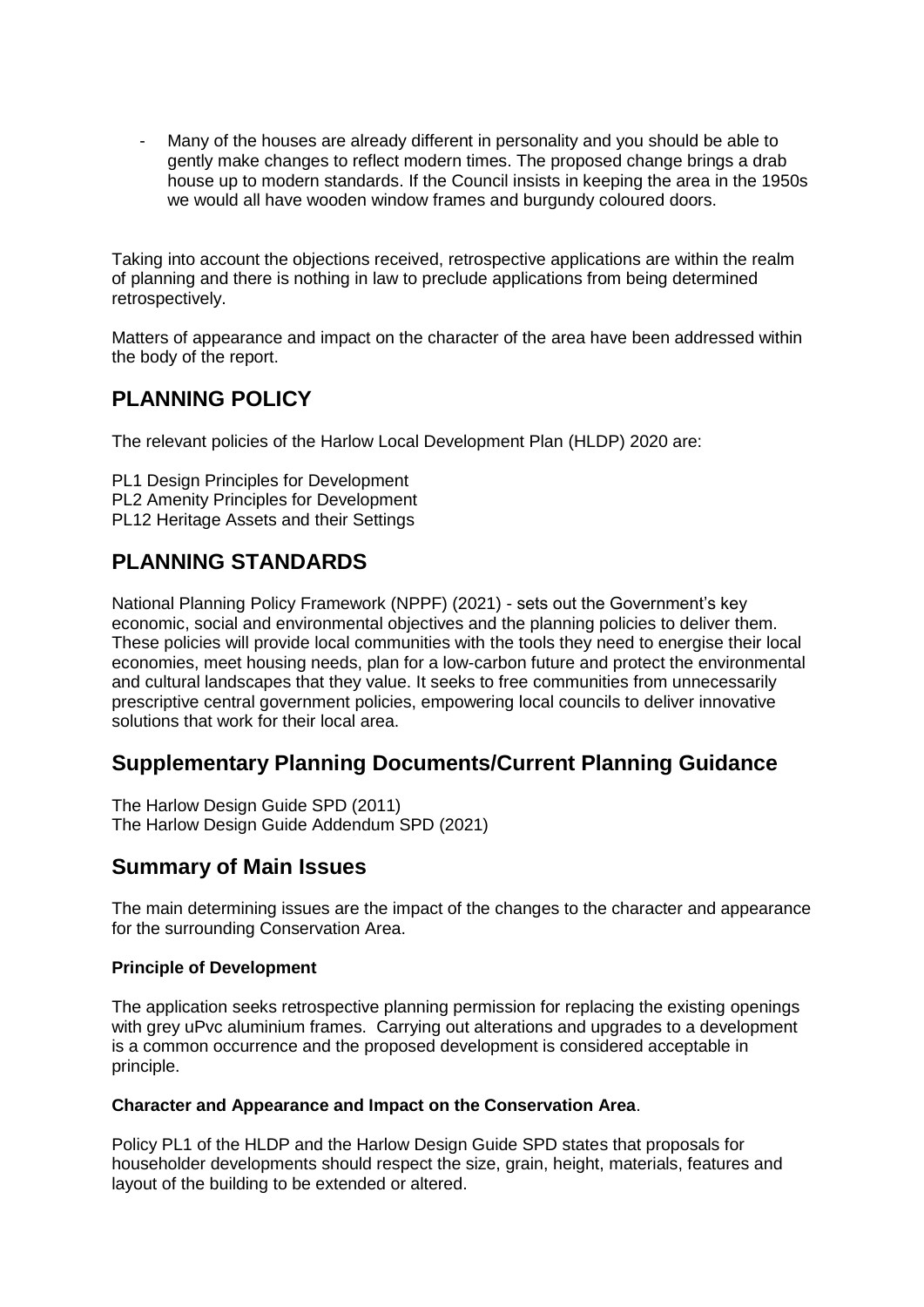- Many of the houses are already different in personality and you should be able to gently make changes to reflect modern times. The proposed change brings a drab house up to modern standards. If the Council insists in keeping the area in the 1950s we would all have wooden window frames and burgundy coloured doors.

Taking into account the objections received, retrospective applications are within the realm of planning and there is nothing in law to preclude applications from being determined retrospectively.

Matters of appearance and impact on the character of the area have been addressed within the body of the report.

## PLANNING POLICY

The relevant policies of the Harlow Local Development Plan (HLDP) 2020 are:

PL1 Design Principles for Development
PL2 Amenity Principles for Development
PL12 Heritage Assets and their Settings

## PLANNING STANDARDS

National Planning Policy Framework (NPPF) (2021) - sets out the Government's key economic, social and environmental objectives and the planning policies to deliver them. These policies will provide local communities with the tools they need to energise their local economies, meet housing needs, plan for a low-carbon future and protect the environmental and cultural landscapes that they value. It seeks to free communities from unnecessarily prescriptive central government policies, empowering local councils to deliver innovative solutions that work for their local area.

## Supplementary Planning Documents/Current Planning Guidance

The Harlow Design Guide SPD (2011)
The Harlow Design Guide Addendum SPD (2021)

## Summary of Main Issues

The main determining issues are the impact of the changes to the character and appearance for the surrounding Conservation Area.

**Principle of Development**

The application seeks retrospective planning permission for replacing the existing openings with grey uPvc aluminium frames. Carrying out alterations and upgrades to a development is a common occurrence and the proposed development is considered acceptable in principle.

**Character and Appearance and Impact on the Conservation Area**.

Policy PL1 of the HLDP and the Harlow Design Guide SPD states that proposals for householder developments should respect the size, grain, height, materials, features and layout of the building to be extended or altered.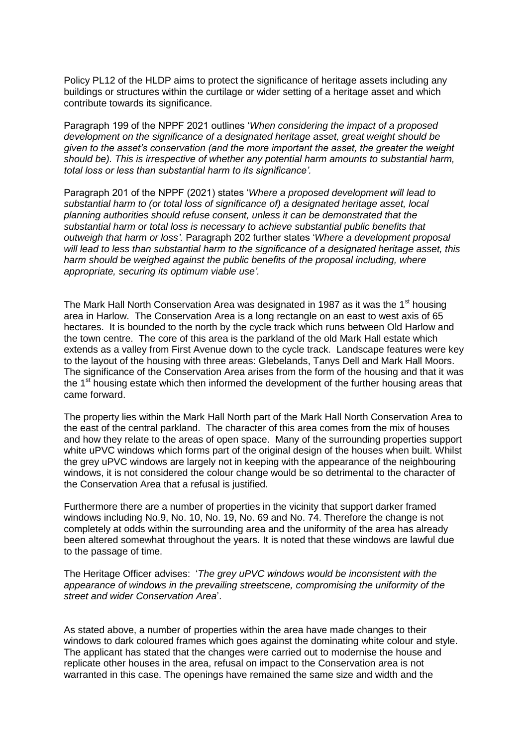Policy PL12 of the HLDP aims to protect the significance of heritage assets including any buildings or structures within the curtilage or wider setting of a heritage asset and which contribute towards its significance.

Paragraph 199 of the NPPF 2021 outlines '*When considering the impact of a proposed development on the significance of a designated heritage asset, great weight should be given to the asset's conservation (and the more important the asset, the greater the weight should be). This is irrespective of whether any potential harm amounts to substantial harm, total loss or less than substantial harm to its significance'.*

Paragraph 201 of the NPPF (2021) states '*Where a proposed development will lead to substantial harm to (or total loss of significance of) a designated heritage asset, local planning authorities should refuse consent, unless it can be demonstrated that the substantial harm or total loss is necessary to achieve substantial public benefits that outweigh that harm or loss'.* Paragraph 202 further states '*Where a development proposal will lead to less than substantial harm to the significance of a designated heritage asset, this harm should be weighed against the public benefits of the proposal including, where appropriate, securing its optimum viable use'.*

The Mark Hall North Conservation Area was designated in 1987 as it was the 1st housing area in Harlow. The Conservation Area is a long rectangle on an east to west axis of 65 hectares. It is bounded to the north by the cycle track which runs between Old Harlow and the town centre. The core of this area is the parkland of the old Mark Hall estate which extends as a valley from First Avenue down to the cycle track. Landscape features were key to the layout of the housing with three areas: Glebelands, Tanys Dell and Mark Hall Moors. The significance of the Conservation Area arises from the form of the housing and that it was the 1st housing estate which then informed the development of the further housing areas that came forward.

The property lies within the Mark Hall North part of the Mark Hall North Conservation Area to the east of the central parkland. The character of this area comes from the mix of houses and how they relate to the areas of open space. Many of the surrounding properties support white uPVC windows which forms part of the original design of the houses when built. Whilst the grey uPVC windows are largely not in keeping with the appearance of the neighbouring windows, it is not considered the colour change would be so detrimental to the character of the Conservation Area that a refusal is justified.

Furthermore there are a number of properties in the vicinity that support darker framed windows including No.9, No. 10, No. 19, No. 69 and No. 74. Therefore the change is not completely at odds within the surrounding area and the uniformity of the area has already been altered somewhat throughout the years. It is noted that these windows are lawful due to the passage of time.

The Heritage Officer advises: '*The grey uPVC windows would be inconsistent with the appearance of windows in the prevailing streetscene, compromising the uniformity of the street and wider Conservation Area*'.

As stated above, a number of properties within the area have made changes to their windows to dark coloured frames which goes against the dominating white colour and style. The applicant has stated that the changes were carried out to modernise the house and replicate other houses in the area, refusal on impact to the Conservation area is not warranted in this case. The openings have remained the same size and width and the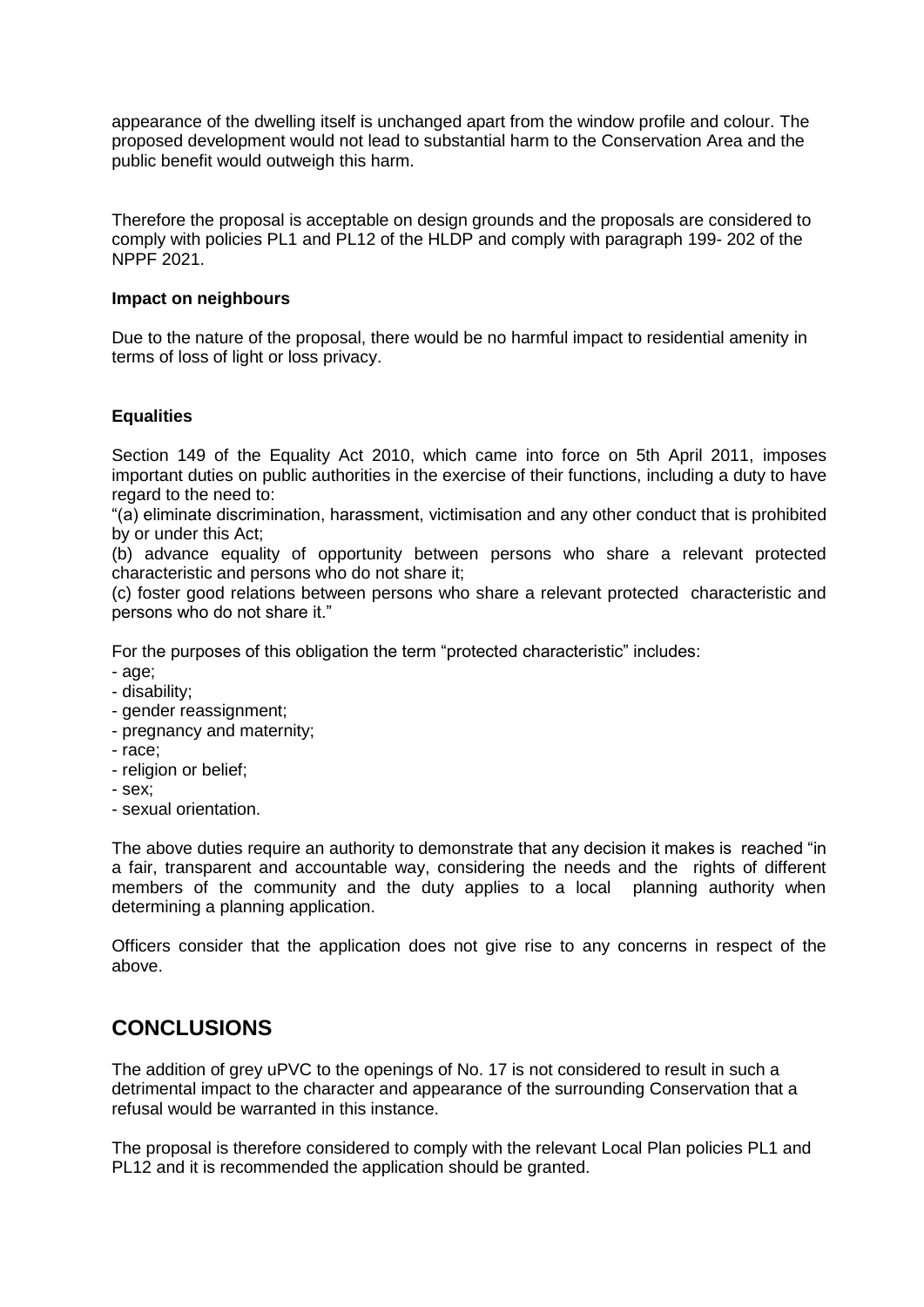appearance of the dwelling itself is unchanged apart from the window profile and colour. The proposed development would not lead to substantial harm to the Conservation Area and the public benefit would outweigh this harm.

Therefore the proposal is acceptable on design grounds and the proposals are considered to comply with policies PL1 and PL12 of the HLDP and comply with paragraph 199- 202 of the NPPF 2021.

**Impact on neighbours**

Due to the nature of the proposal, there would be no harmful impact to residential amenity in terms of loss of light or loss privacy.

**Equalities**

Section 149 of the Equality Act 2010, which came into force on 5th April 2011, imposes important duties on public authorities in the exercise of their functions, including a duty to have regard to the need to:
"(a) eliminate discrimination, harassment, victimisation and any other conduct that is prohibited by or under this Act;
(b) advance equality of opportunity between persons who share a relevant protected characteristic and persons who do not share it;
(c) foster good relations between persons who share a relevant protected characteristic and persons who do not share it."

For the purposes of this obligation the term "protected characteristic" includes:
- age;
- disability;
- gender reassignment;
- pregnancy and maternity;
- race;
- religion or belief;
- sex;
- sexual orientation.

The above duties require an authority to demonstrate that any decision it makes is reached "in a fair, transparent and accountable way, considering the needs and the rights of different members of the community and the duty applies to a local planning authority when determining a planning application.

Officers consider that the application does not give rise to any concerns in respect of the above.

## CONCLUSIONS

The addition of grey uPVC to the openings of No. 17 is not considered to result in such a detrimental impact to the character and appearance of the surrounding Conservation that a refusal would be warranted in this instance.

The proposal is therefore considered to comply with the relevant Local Plan policies PL1 and PL12 and it is recommended the application should be granted.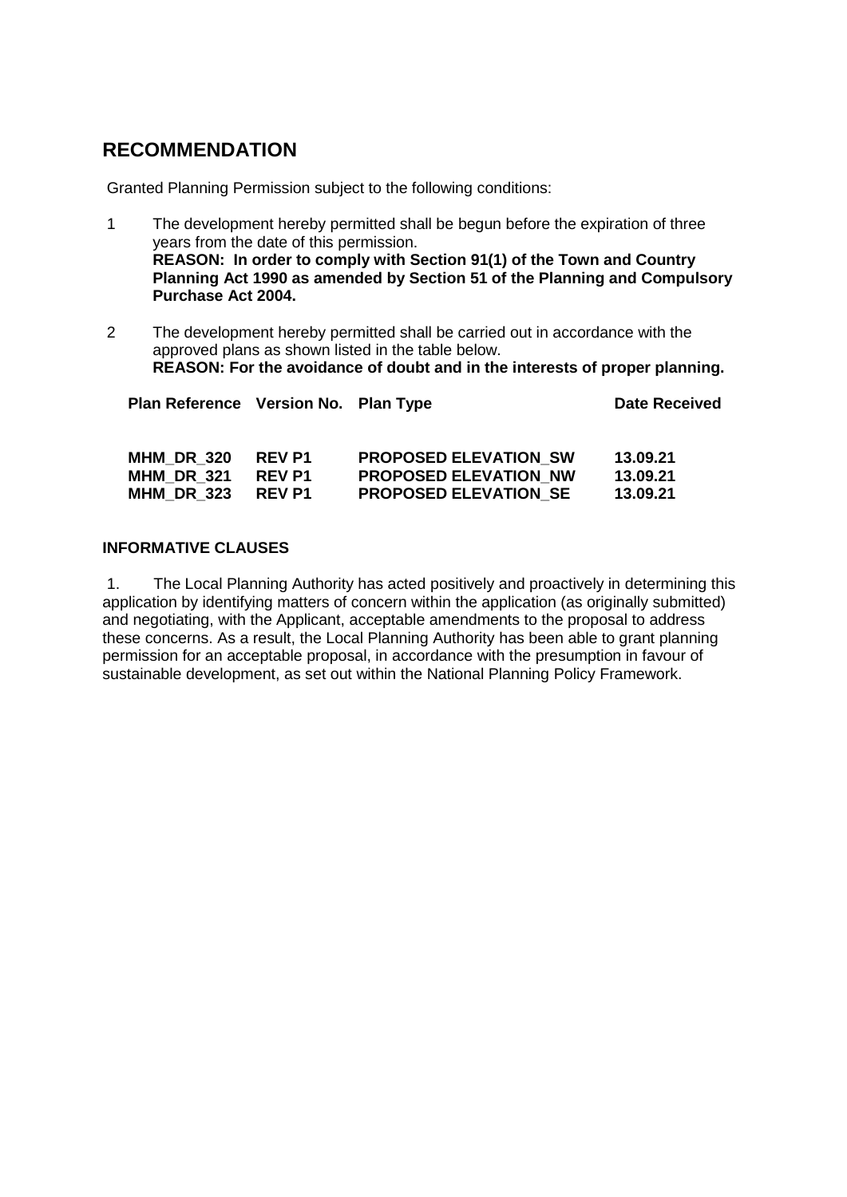## RECOMMENDATION

Granted Planning Permission subject to the following conditions:

1. The development hereby permitted shall be begun before the expiration of three years from the date of this permission.
   **REASON: In order to comply with Section 91(1) of the Town and Country Planning Act 1990 as amended by Section 51 of the Planning and Compulsory Purchase Act 2004.**

2. The development hereby permitted shall be carried out in accordance with the approved plans as shown listed in the table below.
   **REASON: For the avoidance of doubt and in the interests of proper planning.**

| Plan Reference | Version No. | Plan Type | Date Received |
|---|---|---|---|
| **MHM_DR_320** | **REV P1** | **PROPOSED ELEVATION_SW** | **13.09.21** |
| **MHM_DR_321** | **REV P1** | **PROPOSED ELEVATION_NW** | **13.09.21** |
| **MHM_DR_323** | **REV P1** | **PROPOSED ELEVATION_SE** | **13.09.21** |

### INFORMATIVE CLAUSES

1. The Local Planning Authority has acted positively and proactively in determining this application by identifying matters of concern within the application (as originally submitted) and negotiating, with the Applicant, acceptable amendments to the proposal to address these concerns. As a result, the Local Planning Authority has been able to grant planning permission for an acceptable proposal, in accordance with the presumption in favour of sustainable development, as set out within the National Planning Policy Framework.